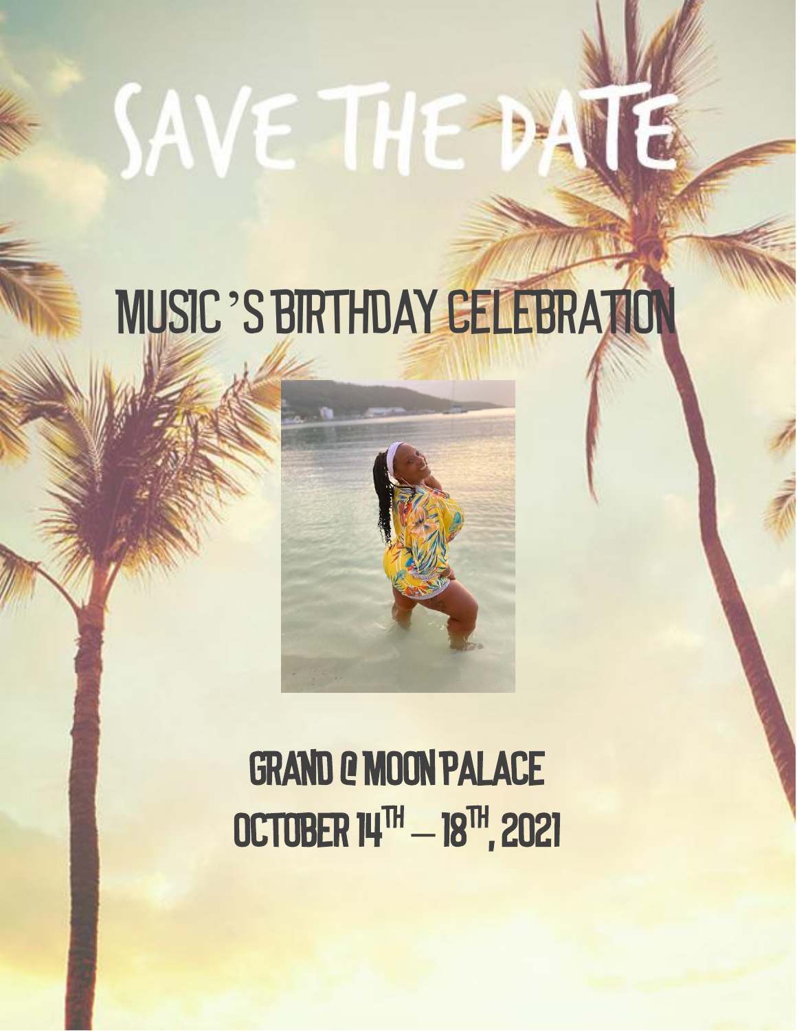# SAVE THE DATE

## MUSIC'S BIRTHDAY CELEBRATION

GRAND @ MOON PALACE

OCTOBER 14TH – 18TH, 2021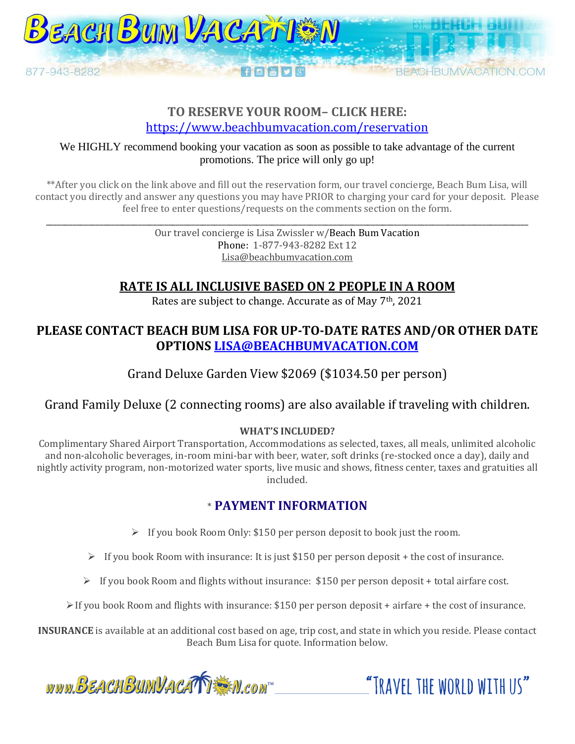## TO RESERVE YOUR ROOM– CLICK HERE:

https://www.beachbumvacation.com/reservation

We HIGHLY recommend booking your vacation as soon as possible to take advantage of the current promotions. The price will only go up!

**After you click on the link above and fill out the reservation form, our travel concierge, Beach Bum Lisa, will contact you directly and answer any questions you may have PRIOR to charging your card for your deposit. Please feel free to enter questions/requests on the comments section on the form.

---

Our travel concierge is Lisa Zwissler w/Beach Bum Vacation
Phone: 1-877-943-8282 Ext 12
Lisa@beachbumvacation.com

## RATE IS ALL INCLUSIVE BASED ON 2 PEOPLE IN A ROOM

Rates are subject to change. Accurate as of May 7th, 2021

## PLEASE CONTACT BEACH BUM LISA FOR UP-TO-DATE RATES AND/OR OTHER DATE OPTIONS LISA@BEACHBUMVACATION.COM

Grand Deluxe Garden View $2069 ($1034.50 per person)

Grand Family Deluxe (2 connecting rooms) are also available if traveling with children.

**WHAT'S INCLUDED?**

Complimentary Shared Airport Transportation, Accommodations as selected, taxes, all meals, unlimited alcoholic and non-alcoholic beverages, in-room mini-bar with beer, water, soft drinks (re-stocked once a day), daily and nightly activity program, non-motorized water sports, live music and shows, fitness center, taxes and gratuities all included.

## * PAYMENT INFORMATION

- If you book Room Only: $150 per person deposit to book just the room.
- If you book Room with insurance: It is just $150 per person deposit + the cost of insurance.
- If you book Room and flights without insurance: $150 per person deposit + total airfare cost.
- If you book Room and flights with insurance: $150 per person deposit + airfare + the cost of insurance.

**INSURANCE** is available at an additional cost based on age, trip cost, and state in which you reside. Please contact Beach Bum Lisa for quote. Information below.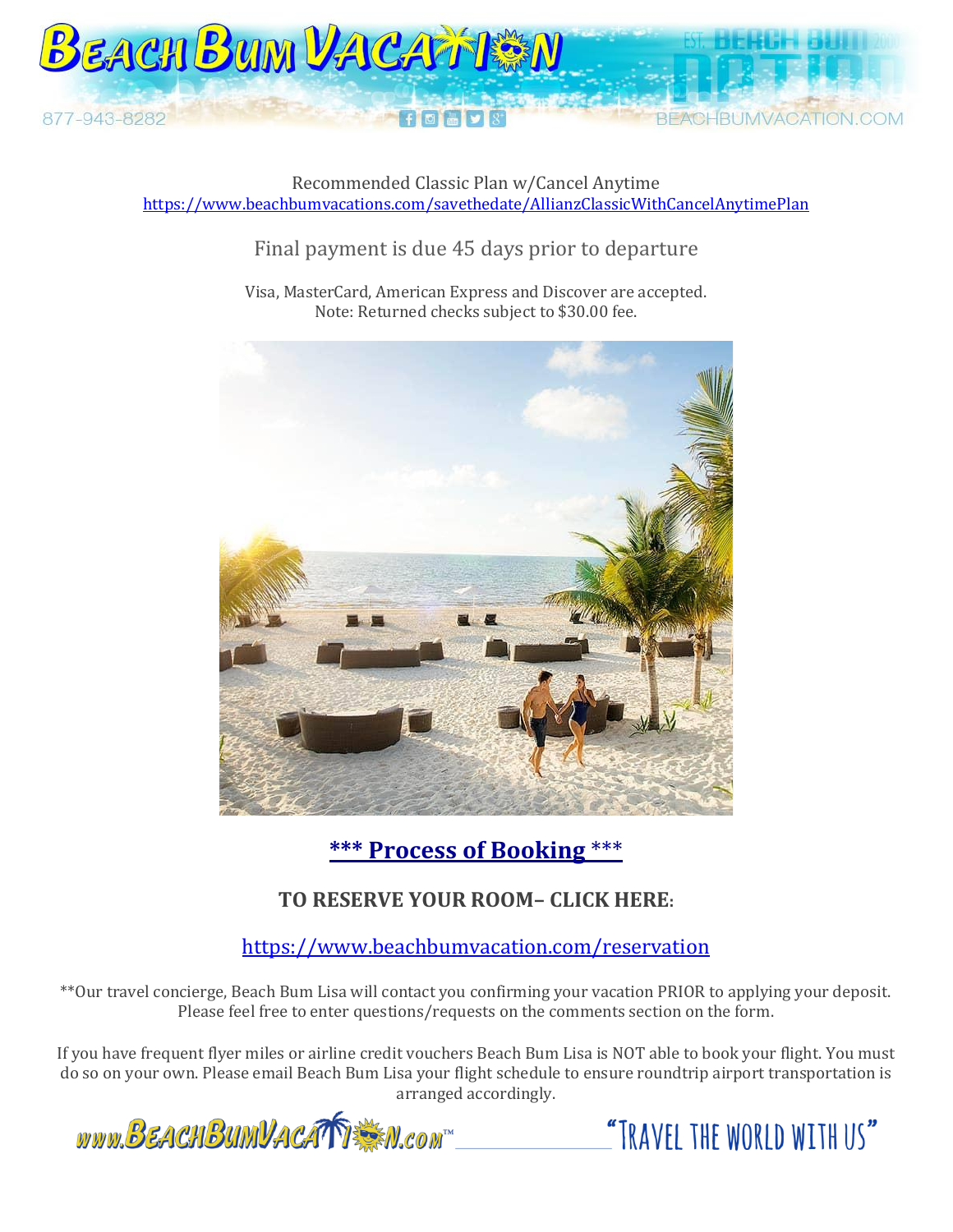Recommended Classic Plan w/Cancel Anytime
https://www.beachbumvacations.com/savethedate/AllianzClassicWithCancelAnytimePlan

Final payment is due 45 days prior to departure

Visa, MasterCard, American Express and Discover are accepted.
Note: Returned checks subject to $30.00 fee.

## *** Process of Booking ***

### TO RESERVE YOUR ROOM– CLICK HERE:

https://www.beachbumvacation.com/reservation

**Our travel concierge, Beach Bum Lisa will contact you confirming your vacation PRIOR to applying your deposit. Please feel free to enter questions/requests on the comments section on the form.

If you have frequent flyer miles or airline credit vouchers Beach Bum Lisa is NOT able to book your flight. You must do so on your own. Please email Beach Bum Lisa your flight schedule to ensure roundtrip airport transportation is arranged accordingly.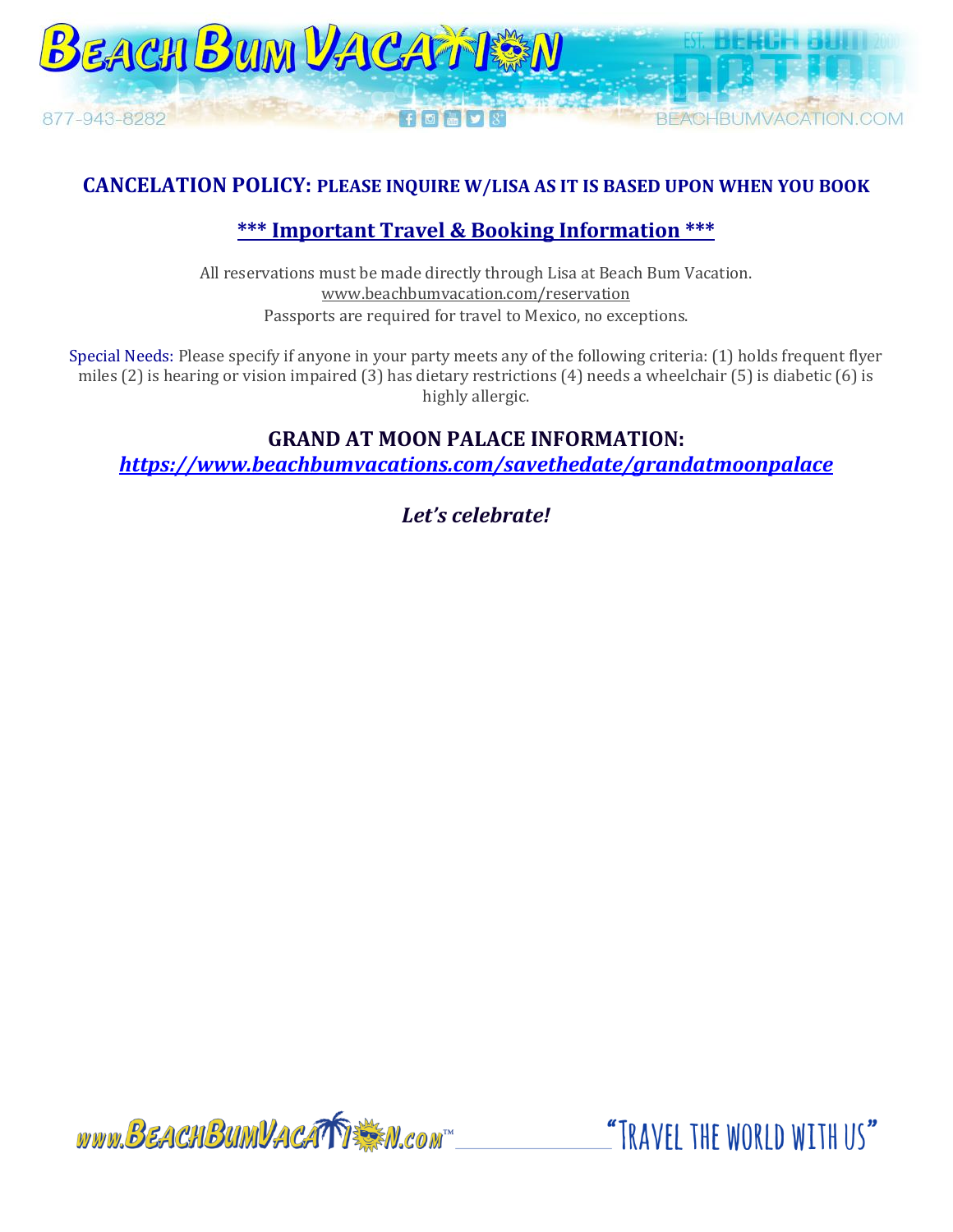**CANCELATION POLICY: PLEASE INQUIRE W/LISA AS IT IS BASED UPON WHEN YOU BOOK**

**\*\*\* Important Travel & Booking Information \*\*\***

All reservations must be made directly through Lisa at Beach Bum Vacation.
www.beachbumvacation.com/reservation
Passports are required for travel to Mexico, no exceptions.

Special Needs: Please specify if anyone in your party meets any of the following criteria: (1) holds frequent flyer miles (2) is hearing or vision impaired (3) has dietary restrictions (4) needs a wheelchair (5) is diabetic (6) is highly allergic.

**GRAND AT MOON PALACE INFORMATION:**
***https://www.beachbumvacations.com/savethedate/grandatmoonpalace***

***Let's celebrate!***